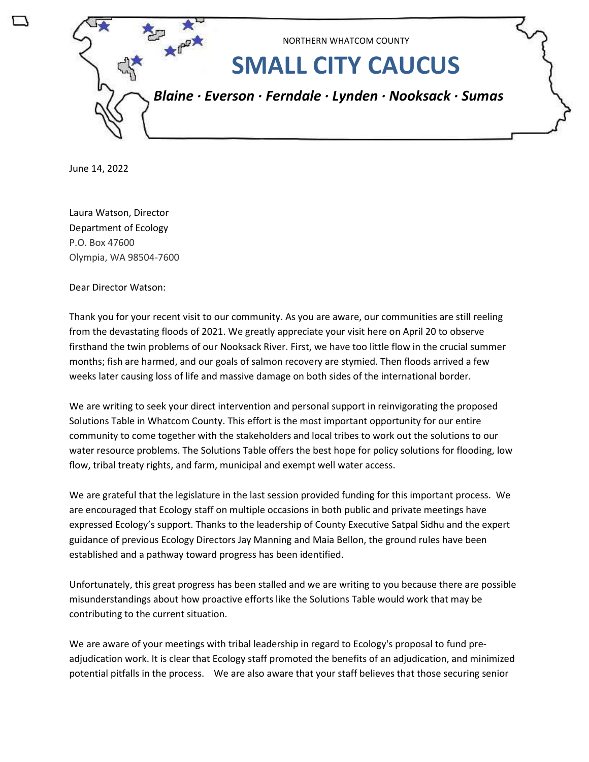NORTHERN WHATCOM COUNTY

# SMALL CITY CAUCUS

***Blaine · Everson · Ferndale · Lynden · Nooksack · Sumas***

June 14, 2022

Laura Watson, Director
Department of Ecology
P.O. Box 47600
Olympia, WA 98504-7600

Dear Director Watson:

Thank you for your recent visit to our community. As you are aware, our communities are still reeling from the devastating floods of 2021. We greatly appreciate your visit here on April 20 to observe firsthand the twin problems of our Nooksack River. First, we have too little flow in the crucial summer months; fish are harmed, and our goals of salmon recovery are stymied. Then floods arrived a few weeks later causing loss of life and massive damage on both sides of the international border.

We are writing to seek your direct intervention and personal support in reinvigorating the proposed Solutions Table in Whatcom County. This effort is the most important opportunity for our entire community to come together with the stakeholders and local tribes to work out the solutions to our water resource problems. The Solutions Table offers the best hope for policy solutions for flooding, low flow, tribal treaty rights, and farm, municipal and exempt well water access.

We are grateful that the legislature in the last session provided funding for this important process. We are encouraged that Ecology staff on multiple occasions in both public and private meetings have expressed Ecology's support. Thanks to the leadership of County Executive Satpal Sidhu and the expert guidance of previous Ecology Directors Jay Manning and Maia Bellon, the ground rules have been established and a pathway toward progress has been identified.

Unfortunately, this great progress has been stalled and we are writing to you because there are possible misunderstandings about how proactive efforts like the Solutions Table would work that may be contributing to the current situation.

We are aware of your meetings with tribal leadership in regard to Ecology's proposal to fund pre-adjudication work. It is clear that Ecology staff promoted the benefits of an adjudication, and minimized potential pitfalls in the process. We are also aware that your staff believes that those securing senior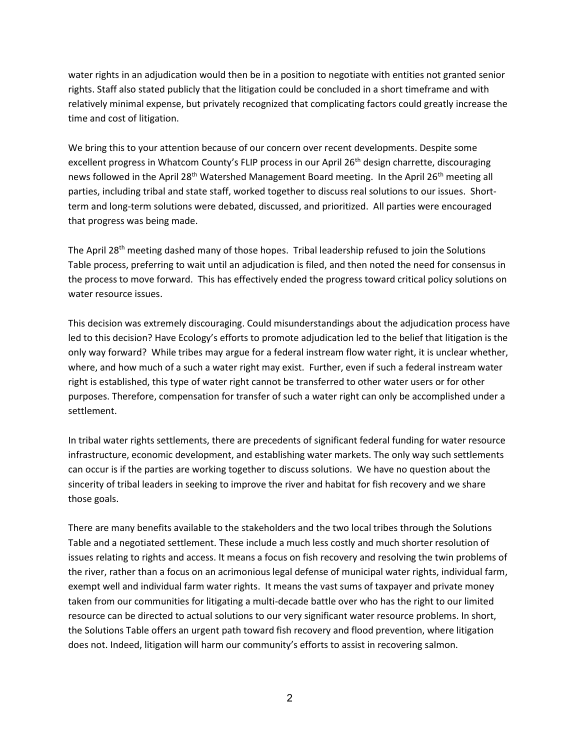water rights in an adjudication would then be in a position to negotiate with entities not granted senior rights. Staff also stated publicly that the litigation could be concluded in a short timeframe and with relatively minimal expense, but privately recognized that complicating factors could greatly increase the time and cost of litigation.

We bring this to your attention because of our concern over recent developments. Despite some excellent progress in Whatcom County's FLIP process in our April 26th design charrette, discouraging news followed in the April 28th Watershed Management Board meeting. In the April 26th meeting all parties, including tribal and state staff, worked together to discuss real solutions to our issues. Short-term and long-term solutions were debated, discussed, and prioritized. All parties were encouraged that progress was being made.

The April 28th meeting dashed many of those hopes. Tribal leadership refused to join the Solutions Table process, preferring to wait until an adjudication is filed, and then noted the need for consensus in the process to move forward. This has effectively ended the progress toward critical policy solutions on water resource issues.

This decision was extremely discouraging. Could misunderstandings about the adjudication process have led to this decision? Have Ecology's efforts to promote adjudication led to the belief that litigation is the only way forward? While tribes may argue for a federal instream flow water right, it is unclear whether, where, and how much of a such a water right may exist. Further, even if such a federal instream water right is established, this type of water right cannot be transferred to other water users or for other purposes. Therefore, compensation for transfer of such a water right can only be accomplished under a settlement.

In tribal water rights settlements, there are precedents of significant federal funding for water resource infrastructure, economic development, and establishing water markets. The only way such settlements can occur is if the parties are working together to discuss solutions. We have no question about the sincerity of tribal leaders in seeking to improve the river and habitat for fish recovery and we share those goals.

There are many benefits available to the stakeholders and the two local tribes through the Solutions Table and a negotiated settlement. These include a much less costly and much shorter resolution of issues relating to rights and access. It means a focus on fish recovery and resolving the twin problems of the river, rather than a focus on an acrimonious legal defense of municipal water rights, individual farm, exempt well and individual farm water rights. It means the vast sums of taxpayer and private money taken from our communities for litigating a multi-decade battle over who has the right to our limited resource can be directed to actual solutions to our very significant water resource problems. In short, the Solutions Table offers an urgent path toward fish recovery and flood prevention, where litigation does not. Indeed, litigation will harm our community's efforts to assist in recovering salmon.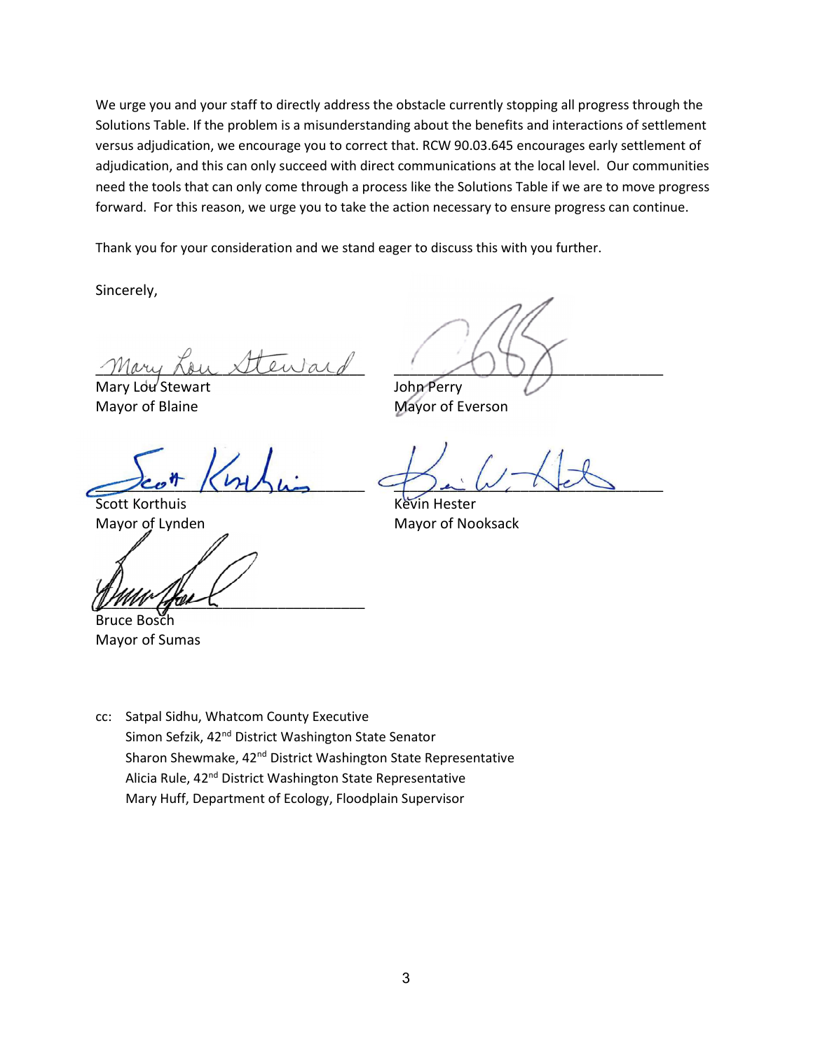We urge you and your staff to directly address the obstacle currently stopping all progress through the Solutions Table. If the problem is a misunderstanding about the benefits and interactions of settlement versus adjudication, we encourage you to correct that. RCW 90.03.645 encourages early settlement of adjudication, and this can only succeed with direct communications at the local level. Our communities need the tools that can only come through a process like the Solutions Table if we are to move progress forward. For this reason, we urge you to take the action necessary to ensure progress can continue.

Thank you for your consideration and we stand eager to discuss this with you further.

Sincerely,

Mary Lou Stewart
Mayor of Blaine

John Perry
Mayor of Everson

Scott Korthuis
Mayor of Lynden

Kevin Hester
Mayor of Nooksack

Bruce Bosch
Mayor of Sumas

cc: Satpal Sidhu, Whatcom County Executive
Simon Sefzik, 42nd District Washington State Senator
Sharon Shewmake, 42nd District Washington State Representative
Alicia Rule, 42nd District Washington State Representative
Mary Huff, Department of Ecology, Floodplain Supervisor